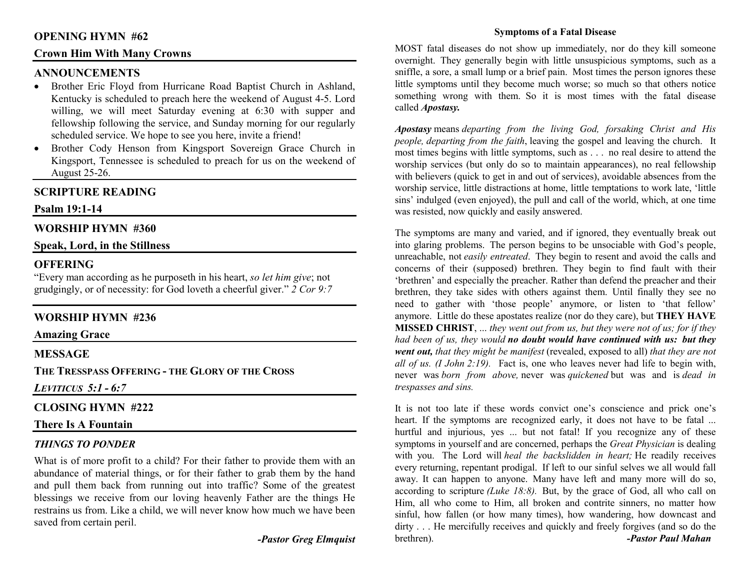## OPENING HYMN #62

**Crown Him With Many Crowns**

## ANNOUNCEMENTS

- Brother Eric Floyd from Hurricane Road Baptist Church in Ashland, Kentucky is scheduled to preach here the weekend of August 4-5. Lord willing, we will meet Saturday evening at 6:30 with supper and fellowship following the service, and Sunday morning for our regularly scheduled service. We hope to see you here, invite a friend!
- Brother Cody Henson from Kingsport Sovereign Grace Church in Kingsport, Tennessee is scheduled to preach for us on the weekend of August 25-26.

## SCRIPTURE READING

**Psalm 19:1-14**

## WORSHIP HYMN #360

**Speak, Lord, in the Stillness**

## OFFERING

"Every man according as he purposeth in his heart, *so let him give*; not grudgingly, or of necessity: for God loveth a cheerful giver." *2 Cor 9:7*

## WORSHIP HYMN #236

**Amazing Grace**

## MESSAGE

**THE TRESSPASS OFFERING - THE GLORY OF THE CROSS**

***LEVITICUS 5:1 - 6:7***

## CLOSING HYMN #222

**There Is A Fountain**

### *THINGS TO PONDER*

What is of more profit to a child? For their father to provide them with an abundance of material things, or for their father to grab them by the hand and pull them back from running out into traffic? Some of the greatest blessings we receive from our loving heavenly Father are the things He restrains us from. Like a child, we will never know how much we have been saved from certain peril.

***-Pastor Greg Elmquist***

### Symptoms of a Fatal Disease

MOST fatal diseases do not show up immediately, nor do they kill someone overnight. They generally begin with little unsuspicious symptoms, such as a sniffle, a sore, a small lump or a brief pain. Most times the person ignores these little symptoms until they become much worse; so much so that others notice something wrong with them. So it is most times with the fatal disease called ***Apostasy.***

***Apostasy*** means *departing from the living God, forsaking Christ and His people, departing from the faith*, leaving the gospel and leaving the church. It most times begins with little symptoms, such as . . . no real desire to attend the worship services (but only do so to maintain appearances), no real fellowship with believers (quick to get in and out of services), avoidable absences from the worship service, little distractions at home, little temptations to work late, 'little sins' indulged (even enjoyed), the pull and call of the world, which, at one time was resisted, now quickly and easily answered.

The symptoms are many and varied, and if ignored, they eventually break out into glaring problems. The person begins to be unsociable with God's people, unreachable, not *easily entreated*. They begin to resent and avoid the calls and concerns of their (supposed) brethren. They begin to find fault with their 'brethren' and especially the preacher. Rather than defend the preacher and their brethren, they take sides with others against them. Until finally they see no need to gather with 'those people' anymore, or listen to 'that fellow' anymore. Little do these apostates realize (nor do they care), but **THEY HAVE MISSED CHRIST**, ... *they went out from us, but they were not of us; for if they had been of us, they would* ***no doubt would have continued with us: but they went out,*** *that they might be manifest* (revealed, exposed to all) *that they are not all of us. (I John 2:19).* Fact is, one who leaves never had life to begin with, never was *born from above,* never was *quickened* but was and is *dead in trespasses and sins.*

It is not too late if these words convict one's conscience and prick one's heart. If the symptoms are recognized early, it does not have to be fatal ... hurtful and injurious, yes ... but not fatal! If you recognize any of these symptoms in yourself and are concerned, perhaps the *Great Physician* is dealing with you. The Lord will *heal the backslidden in heart;* He readily receives every returning, repentant prodigal. If left to our sinful selves we all would fall away. It can happen to anyone. Many have left and many more will do so, according to scripture *(Luke 18:8).* But, by the grace of God, all who call on Him, all who come to Him, all broken and contrite sinners, no matter how sinful, how fallen (or how many times), how wandering, how downcast and dirty . . . He mercifully receives and quickly and freely forgives (and so do the brethren).

***-Pastor Paul Mahan***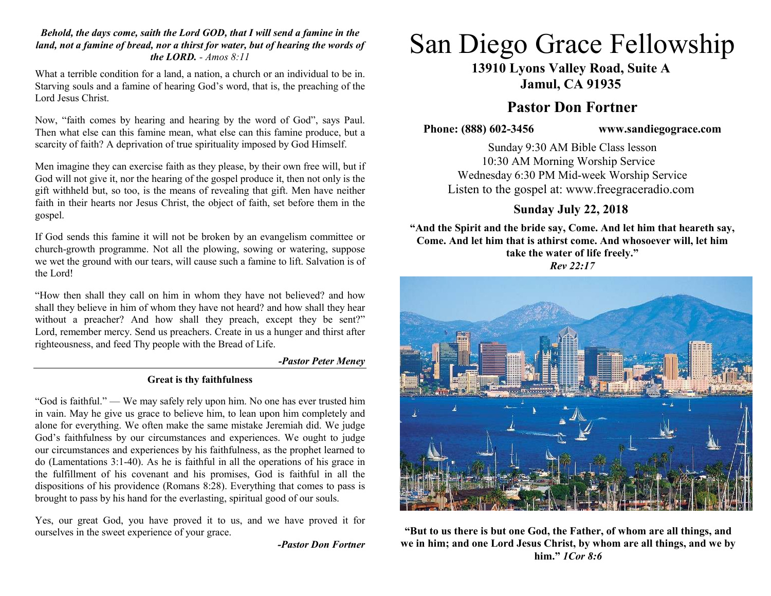***Behold, the days come, saith the Lord GOD, that I will send a famine in the land, not a famine of bread, nor a thirst for water, but of hearing the words of the LORD.*** *- Amos 8:11*

What a terrible condition for a land, a nation, a church or an individual to be in. Starving souls and a famine of hearing God's word, that is, the preaching of the Lord Jesus Christ.

Now, "faith comes by hearing and hearing by the word of God", says Paul. Then what else can this famine mean, what else can this famine produce, but a scarcity of faith? A deprivation of true spirituality imposed by God Himself.

Men imagine they can exercise faith as they please, by their own free will, but if God will not give it, nor the hearing of the gospel produce it, then not only is the gift withheld but, so too, is the means of revealing that gift. Men have neither faith in their hearts nor Jesus Christ, the object of faith, set before them in the gospel.

If God sends this famine it will not be broken by an evangelism committee or church-growth programme. Not all the plowing, sowing or watering, suppose we wet the ground with our tears, will cause such a famine to lift. Salvation is of the Lord!

"How then shall they call on him in whom they have not believed? and how shall they believe in him of whom they have not heard? and how shall they hear without a preacher? And how shall they preach, except they be sent?" Lord, remember mercy. Send us preachers. Create in us a hunger and thirst after righteousness, and feed Thy people with the Bread of Life.

***-Pastor Peter Meney***

---

**Great is thy faithfulness**

"God is faithful." — We may safely rely upon him. No one has ever trusted him in vain. May he give us grace to believe him, to lean upon him completely and alone for everything. We often make the same mistake Jeremiah did. We judge God's faithfulness by our circumstances and experiences. We ought to judge our circumstances and experiences by his faithfulness, as the prophet learned to do (Lamentations 3:1-40). As he is faithful in all the operations of his grace in the fulfillment of his covenant and his promises, God is faithful in all the dispositions of his providence (Romans 8:28). Everything that comes to pass is brought to pass by his hand for the everlasting, spiritual good of our souls.

Yes, our great God, you have proved it to us, and we have proved it for ourselves in the sweet experience of your grace.

***-Pastor Don Fortner***

# San Diego Grace Fellowship

**13910 Lyons Valley Road, Suite A**
**Jamul, CA 91935**

## Pastor Don Fortner

**Phone: (888) 602-3456** **www.sandiegograce.com**

Sunday 9:30 AM Bible Class lesson
10:30 AM Morning Worship Service
Wednesday 6:30 PM Mid-week Worship Service
Listen to the gospel at: www.freegraceradio.com

### Sunday July 22, 2018

**"And the Spirit and the bride say, Come. And let him that heareth say, Come. And let him that is athirst come. And whosoever will, let him take the water of life freely."**
***Rev 22:17***

**"But to us there is but one God, the Father, of whom are all things, and we in him; and one Lord Jesus Christ, by whom are all things, and we by him."** ***1Cor 8:6***